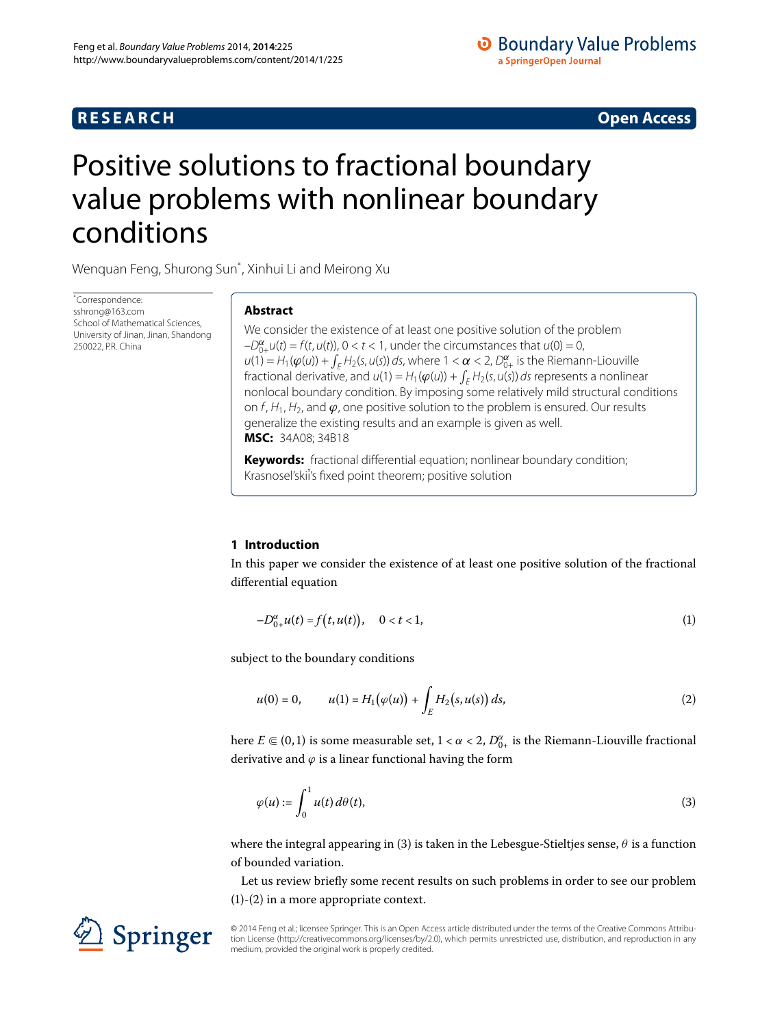RESEARCH Open Access

# Positive solutions to fractional boundary value problems with nonlinear boundary conditions

Wenquan Feng, Shurong Sun*, Xinhui Li and Meirong Xu

*Correspondence: sshrong@163.com
School of Mathematical Sciences, University of Jinan, Jinan, Shandong 250022, P.R. China

## Abstract

We consider the existence of at least one positive solution of the problem $-D_{0+}^{\alpha}u(t) = f(t, u(t))$, $0 < t < 1$, under the circumstances that $u(0) = 0$, $u(1) = H_1(\varphi(u)) + \int_E H_2(s, u(s))\,ds$, where $1 < \alpha < 2$, $D_{0+}^{\alpha}$ is the Riemann-Liouville fractional derivative, and $u(1) = H_1(\varphi(u)) + \int_E H_2(s, u(s))\,ds$ represents a nonlinear nonlocal boundary condition. By imposing some relatively mild structural conditions on $f$, $H_1$, $H_2$, and $\varphi$, one positive solution to the problem is ensured. Our results generalize the existing results and an example is given as well.

**MSC:** 34A08; 34B18

**Keywords:** fractional differential equation; nonlinear boundary condition; Krasnosel'skiĭ's fixed point theorem; positive solution

## 1 Introduction

In this paper we consider the existence of at least one positive solution of the fractional differential equation

$$-D_{0+}^{\alpha}u(t) = f(t, u(t)), \quad 0 < t < 1, \tag{1}$$

subject to the boundary conditions

$$u(0) = 0, \qquad u(1) = H_1(\varphi(u)) + \int_E H_2(s, u(s))\,ds, \tag{2}$$

here $E \Subset (0,1)$ is some measurable set, $1 < \alpha < 2$, $D_{0+}^{\alpha}$ is the Riemann-Liouville fractional derivative and $\varphi$ is a linear functional having the form

$$\varphi(u) := \int_0^1 u(t)\,d\theta(t), \tag{3}$$

where the integral appearing in (3) is taken in the Lebesgue-Stieltjes sense, $\theta$ is a function of bounded variation.

Let us review briefly some recent results on such problems in order to see our problem (1)-(2) in a more appropriate context.

© 2014 Feng et al.; licensee Springer. This is an Open Access article distributed under the terms of the Creative Commons Attribution License (http://creativecommons.org/licenses/by/2.0), which permits unrestricted use, distribution, and reproduction in any medium, provided the original work is properly credited.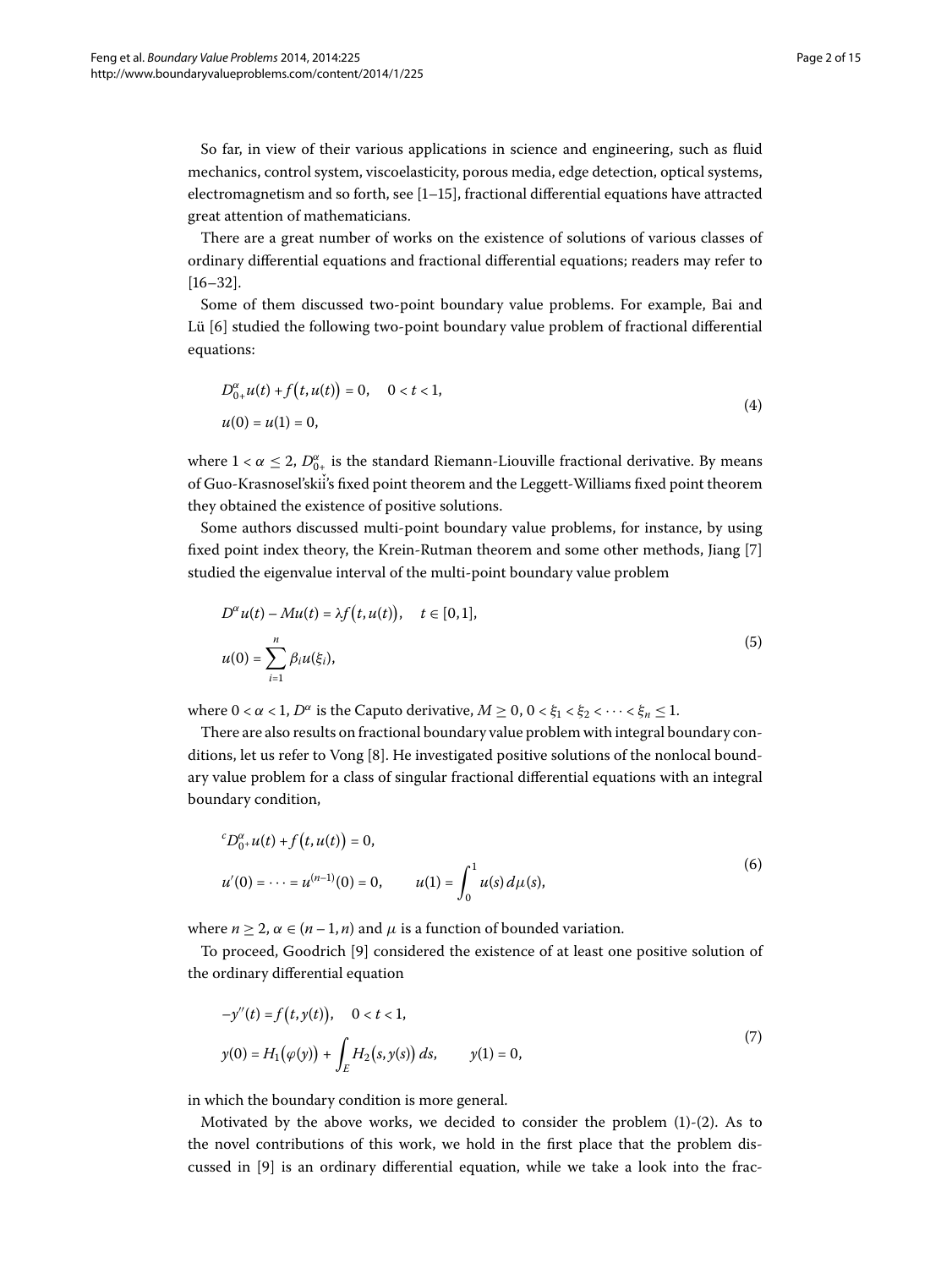So far, in view of their various applications in science and engineering, such as fluid mechanics, control system, viscoelasticity, porous media, edge detection, optical systems, electromagnetism and so forth, see [1–15], fractional differential equations have attracted great attention of mathematicians.

There are a great number of works on the existence of solutions of various classes of ordinary differential equations and fractional differential equations; readers may refer to [16–32].

Some of them discussed two-point boundary value problems. For example, Bai and Lü [6] studied the following two-point boundary value problem of fractional differential equations:

$$\begin{aligned}
&D_{0+}^{\alpha}u(t)+f\big(t,u(t)\big)=0, \quad 0<t<1, \\
&u(0)=u(1)=0,
\end{aligned} \tag{4}$$

where $1<\alpha\leq 2$, $D_{0+}^{\alpha}$ is the standard Riemann-Liouville fractional derivative. By means of Guo-Krasnosel'skii's fixed point theorem and the Leggett-Williams fixed point theorem they obtained the existence of positive solutions.

Some authors discussed multi-point boundary value problems, for instance, by using fixed point index theory, the Krein-Rutman theorem and some other methods, Jiang [7] studied the eigenvalue interval of the multi-point boundary value problem

$$\begin{aligned}
&D^{\alpha}u(t)-Mu(t)=\lambda f\big(t,u(t)\big), \quad t\in[0,1], \\
&u(0)=\sum_{i=1}^{n}\beta_i u(\xi_i),
\end{aligned} \tag{5}$$

where $0<\alpha<1$, $D^{\alpha}$ is the Caputo derivative, $M\geq 0$, $0<\xi_1<\xi_2<\cdots<\xi_n\leq 1$.

There are also results on fractional boundary value problem with integral boundary conditions, let us refer to Vong [8]. He investigated positive solutions of the nonlocal boundary value problem for a class of singular fractional differential equations with an integral boundary condition,

$$\begin{aligned}
&{}^{c}D_{0^+}^{\alpha}u(t)+f\big(t,u(t)\big)=0, \\
&u'(0)=\cdots=u^{(n-1)}(0)=0, \qquad u(1)=\int_0^1 u(s)\,d\mu(s),
\end{aligned} \tag{6}$$

where $n\geq 2$, $\alpha\in(n-1,n)$ and $\mu$ is a function of bounded variation.

To proceed, Goodrich [9] considered the existence of at least one positive solution of the ordinary differential equation

$$\begin{aligned}
&-y''(t)=f\big(t,y(t)\big), \quad 0<t<1, \\
&y(0)=H_1\big(\varphi(y)\big)+\int_E H_2\big(s,y(s)\big)\,ds, \qquad y(1)=0,
\end{aligned} \tag{7}$$

in which the boundary condition is more general.

Motivated by the above works, we decided to consider the problem (1)-(2). As to the novel contributions of this work, we hold in the first place that the problem discussed in [9] is an ordinary differential equation, while we take a look into the frac-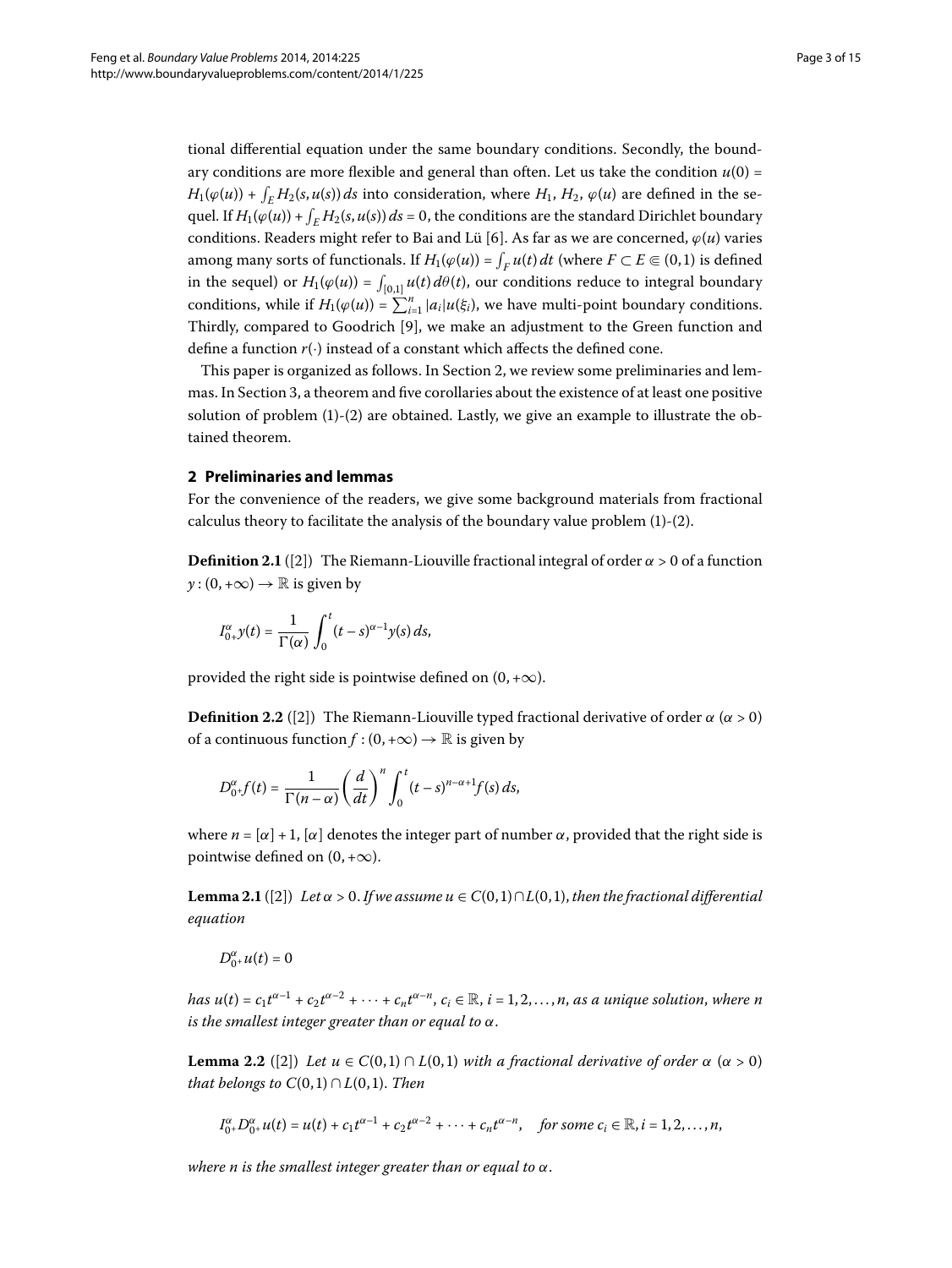tional differential equation under the same boundary conditions. Secondly, the boundary conditions are more flexible and general than often. Let us take the condition $u(0) = H_1(\varphi(u)) + \int_E H_2(s, u(s))\,ds$ into consideration, where $H_1$, $H_2$, $\varphi(u)$ are defined in the sequel. If $H_1(\varphi(u)) + \int_E H_2(s, u(s))\,ds = 0$, the conditions are the standard Dirichlet boundary conditions. Readers might refer to Bai and Lü [6]. As far as we are concerned, $\varphi(u)$ varies among many sorts of functionals. If $H_1(\varphi(u)) = \int_F u(t)\,dt$ (where $F \subset E \Subset (0,1)$ is defined in the sequel) or $H_1(\varphi(u)) = \int_{[0,1]} u(t)\,d\theta(t)$, our conditions reduce to integral boundary conditions, while if $H_1(\varphi(u)) = \sum_{i=1}^{n} |a_i| u(\xi_i)$, we have multi-point boundary conditions. Thirdly, compared to Goodrich [9], we make an adjustment to the Green function and define a function $r(\cdot)$ instead of a constant which affects the defined cone.

This paper is organized as follows. In Section 2, we review some preliminaries and lemmas. In Section 3, a theorem and five corollaries about the existence of at least one positive solution of problem (1)-(2) are obtained. Lastly, we give an example to illustrate the obtained theorem.

## 2 Preliminaries and lemmas

For the convenience of the readers, we give some background materials from fractional calculus theory to facilitate the analysis of the boundary value problem (1)-(2).

**Definition 2.1** ([2]) The Riemann-Liouville fractional integral of order $\alpha > 0$ of a function $y : (0, +\infty) \to \mathbb{R}$ is given by

$$I_{0^+}^{\alpha} y(t) = \frac{1}{\Gamma(\alpha)} \int_0^t (t-s)^{\alpha-1} y(s)\,ds,$$

provided the right side is pointwise defined on $(0, +\infty)$.

**Definition 2.2** ([2]) The Riemann-Liouville typed fractional derivative of order $\alpha$ ($\alpha > 0$) of a continuous function $f : (0, +\infty) \to \mathbb{R}$ is given by

$$D_{0^+}^{\alpha} f(t) = \frac{1}{\Gamma(n-\alpha)} \left(\frac{d}{dt}\right)^n \int_0^t (t-s)^{n-\alpha+1} f(s)\,ds,$$

where $n = [\alpha] + 1$, $[\alpha]$ denotes the integer part of number $\alpha$, provided that the right side is pointwise defined on $(0, +\infty)$.

**Lemma 2.1** ([2]) *Let $\alpha > 0$. If we assume $u \in C(0,1) \cap L(0,1)$, then the fractional differential equation*

$$D_{0^+}^{\alpha} u(t) = 0$$

*has $u(t) = c_1 t^{\alpha-1} + c_2 t^{\alpha-2} + \cdots + c_n t^{\alpha-n}$, $c_i \in \mathbb{R}$, $i = 1, 2, \ldots, n$, as a unique solution, where $n$ is the smallest integer greater than or equal to $\alpha$.*

**Lemma 2.2** ([2]) *Let $u \in C(0,1) \cap L(0,1)$ with a fractional derivative of order $\alpha$ ($\alpha > 0$) that belongs to $C(0,1) \cap L(0,1)$. Then*

$$I_{0^+}^{\alpha} D_{0^+}^{\alpha} u(t) = u(t) + c_1 t^{\alpha-1} + c_2 t^{\alpha-2} + \cdots + c_n t^{\alpha-n}, \quad \text{for some } c_i \in \mathbb{R}, i = 1, 2, \ldots, n,$$

*where $n$ is the smallest integer greater than or equal to $\alpha$.*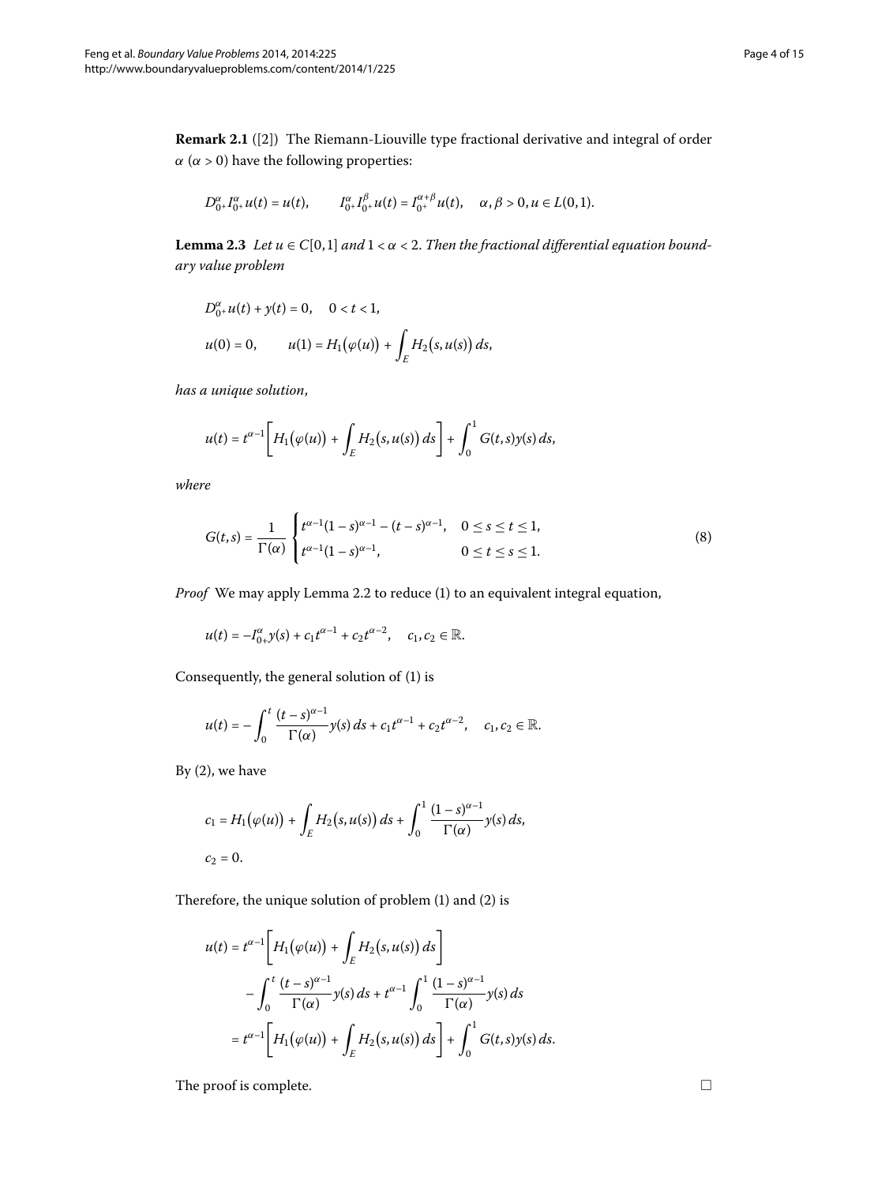**Remark 2.1** ([2]) The Riemann-Liouville type fractional derivative and integral of order $\alpha$ ($\alpha > 0$) have the following properties:

$$D_{0^+}^{\alpha} I_{0^+}^{\alpha} u(t) = u(t), \qquad I_{0^+}^{\alpha} I_{0^+}^{\beta} u(t) = I_{0^+}^{\alpha+\beta} u(t), \quad \alpha, \beta > 0, u \in L(0,1).$$

**Lemma 2.3** *Let $u \in C[0,1]$ and $1 < \alpha < 2$. Then the fractional differential equation boundary value problem*

$$D_{0^+}^{\alpha} u(t) + y(t) = 0, \quad 0 < t < 1,$$
$$u(0) = 0, \qquad u(1) = H_1(\varphi(u)) + \int_E H_2(s, u(s))\, ds,$$

*has a unique solution,*

$$u(t) = t^{\alpha-1}\left[H_1(\varphi(u)) + \int_E H_2(s, u(s))\, ds\right] + \int_0^1 G(t,s) y(s)\, ds,$$

*where*

$$G(t,s) = \frac{1}{\Gamma(\alpha)} \begin{cases} t^{\alpha-1}(1-s)^{\alpha-1} - (t-s)^{\alpha-1}, & 0 \le s \le t \le 1, \\ t^{\alpha-1}(1-s)^{\alpha-1}, & 0 \le t \le s \le 1. \end{cases} \tag{8}$$

*Proof* We may apply Lemma 2.2 to reduce (1) to an equivalent integral equation,

$$u(t) = -I_{0^+}^{\alpha} y(s) + c_1 t^{\alpha-1} + c_2 t^{\alpha-2}, \quad c_1, c_2 \in \mathbb{R}.$$

Consequently, the general solution of (1) is

$$u(t) = -\int_0^t \frac{(t-s)^{\alpha-1}}{\Gamma(\alpha)} y(s)\, ds + c_1 t^{\alpha-1} + c_2 t^{\alpha-2}, \quad c_1, c_2 \in \mathbb{R}.$$

By (2), we have

$$c_1 = H_1(\varphi(u)) + \int_E H_2(s, u(s))\, ds + \int_0^1 \frac{(1-s)^{\alpha-1}}{\Gamma(\alpha)} y(s)\, ds,$$
$$c_2 = 0.$$

Therefore, the unique solution of problem (1) and (2) is

$$\begin{aligned} u(t) &= t^{\alpha-1}\left[H_1(\varphi(u)) + \int_E H_2(s, u(s))\, ds\right] \\ &\quad - \int_0^t \frac{(t-s)^{\alpha-1}}{\Gamma(\alpha)} y(s)\, ds + t^{\alpha-1} \int_0^1 \frac{(1-s)^{\alpha-1}}{\Gamma(\alpha)} y(s)\, ds \\ &= t^{\alpha-1}\left[H_1(\varphi(u)) + \int_E H_2(s, u(s))\, ds\right] + \int_0^1 G(t,s) y(s)\, ds. \end{aligned}$$

The proof is complete. □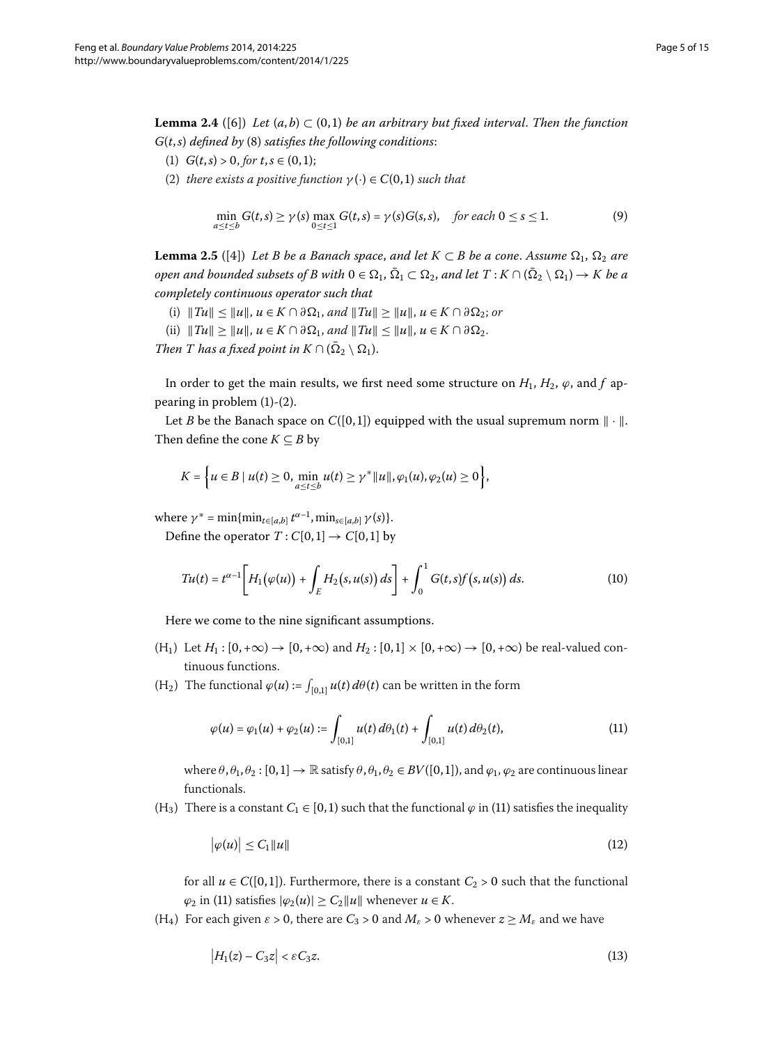**Lemma 2.4** ([6]) *Let $(a,b) \subset (0,1)$ be an arbitrary but fixed interval. Then the function $G(t,s)$ defined by* (8) *satisfies the following conditions*:

(1) $G(t,s) > 0$, *for* $t, s \in (0,1)$;

(2) *there exists a positive function $\gamma(\cdot) \in C(0,1)$ such that*

$$\min_{a \le t \le b} G(t,s) \ge \gamma(s) \max_{0 \le t \le 1} G(t,s) = \gamma(s) G(s,s), \quad \text{for each } 0 \le s \le 1. \tag{9}$$

**Lemma 2.5** ([4]) *Let $B$ be a Banach space, and let $K \subset B$ be a cone. Assume $\Omega_1$, $\Omega_2$ are open and bounded subsets of $B$ with $0 \in \Omega_1$, $\bar{\Omega}_1 \subset \Omega_2$, and let $T : K \cap (\bar{\Omega}_2 \setminus \Omega_1) \to K$ be a completely continuous operator such that*

(i) $\|Tu\| \le \|u\|$, $u \in K \cap \partial\Omega_1$, *and* $\|Tu\| \ge \|u\|$, $u \in K \cap \partial\Omega_2$; *or*

(ii) $\|Tu\| \ge \|u\|$, $u \in K \cap \partial\Omega_1$, *and* $\|Tu\| \le \|u\|$, $u \in K \cap \partial\Omega_2$.

*Then $T$ has a fixed point in $K \cap (\bar{\Omega}_2 \setminus \Omega_1)$.*

In order to get the main results, we first need some structure on $H_1$, $H_2$, $\varphi$, and $f$ appearing in problem (1)-(2).

Let $B$ be the Banach space on $C([0,1])$ equipped with the usual supremum norm $\|\cdot\|$. Then define the cone $K \subseteq B$ by

$$K = \Big\{ u \in B \mid u(t) \ge 0, \min_{a \le t \le b} u(t) \ge \gamma^* \|u\|, \varphi_1(u), \varphi_2(u) \ge 0 \Big\},$$

where $\gamma^* = \min\{\min_{t \in [a,b]} t^{\alpha-1}, \min_{s \in [a,b]} \gamma(s)\}$.

Define the operator $T : C[0,1] \to C[0,1]$ by

$$Tu(t) = t^{\alpha-1}\bigg[ H_1\big(\varphi(u)\big) + \int_E H_2\big(s, u(s)\big)\, ds \bigg] + \int_0^1 G(t,s) f\big(s, u(s)\big)\, ds. \tag{10}$$

Here we come to the nine significant assumptions.

($H_1$) Let $H_1 : [0,+\infty) \to [0,+\infty)$ and $H_2 : [0,1] \times [0,+\infty) \to [0,+\infty)$ be real-valued continuous functions.

($H_2$) The functional $\varphi(u) := \int_{[0,1]} u(t)\, d\theta(t)$ can be written in the form

$$\varphi(u) = \varphi_1(u) + \varphi_2(u) := \int_{[0,1]} u(t)\, d\theta_1(t) + \int_{[0,1]} u(t)\, d\theta_2(t), \tag{11}$$

where $\theta, \theta_1, \theta_2 : [0,1] \to \mathbb{R}$ satisfy $\theta, \theta_1, \theta_2 \in BV([0,1])$, and $\varphi_1$, $\varphi_2$ are continuous linear functionals.

($H_3$) There is a constant $C_1 \in [0,1)$ such that the functional $\varphi$ in (11) satisfies the inequality

$$\big|\varphi(u)\big| \le C_1 \|u\| \tag{12}$$

for all $u \in C([0,1])$. Furthermore, there is a constant $C_2 > 0$ such that the functional $\varphi_2$ in (11) satisfies $|\varphi_2(u)| \ge C_2 \|u\|$ whenever $u \in K$.

($H_4$) For each given $\varepsilon > 0$, there are $C_3 > 0$ and $M_\varepsilon > 0$ whenever $z \ge M_\varepsilon$ and we have

$$\big|H_1(z) - C_3 z\big| < \varepsilon C_3 z. \tag{13}$$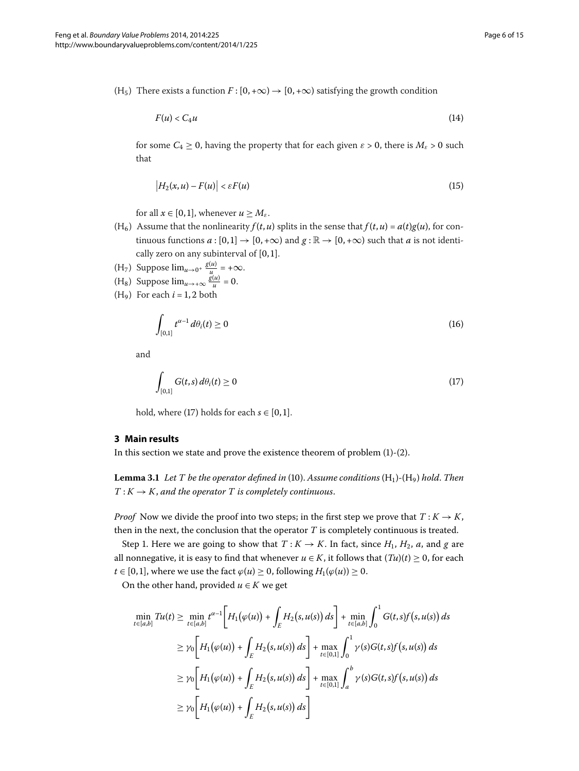($H_5$) There exists a function $F : [0, +\infty) \to [0, +\infty)$ satisfying the growth condition

$$F(u) < C_4 u \tag{14}$$

for some $C_4 \geq 0$, having the property that for each given $\varepsilon > 0$, there is $M_\varepsilon > 0$ such that

$$\left|H_2(x, u) - F(u)\right| < \varepsilon F(u) \tag{15}$$

for all $x \in [0, 1]$, whenever $u \geq M_\varepsilon$.

($H_6$) Assume that the nonlinearity $f(t, u)$ splits in the sense that $f(t, u) = a(t)g(u)$, for continuous functions $a : [0, 1] \to [0, +\infty)$ and $g : \mathbb{R} \to [0, +\infty)$ such that $a$ is not identically zero on any subinterval of $[0, 1]$.

($H_7$) Suppose $\lim_{u \to 0^+} \frac{g(u)}{u} = +\infty$.

($H_8$) Suppose $\lim_{u \to +\infty} \frac{g(u)}{u} = 0$.

($H_9$) For each $i = 1, 2$ both

$$\int_{[0,1]} t^{\alpha-1}\, d\theta_i(t) \geq 0 \tag{16}$$

and

$$\int_{[0,1]} G(t, s)\, d\theta_i(t) \geq 0 \tag{17}$$

hold, where (17) holds for each $s \in [0, 1]$.

## 3 Main results

In this section we state and prove the existence theorem of problem (1)-(2).

**Lemma 3.1** *Let $T$ be the operator defined in* (10). *Assume conditions* ($H_1$)-($H_9$) *hold. Then $T : K \to K$, and the operator $T$ is completely continuous.*

*Proof* Now we divide the proof into two steps; in the first step we prove that $T : K \to K$, then in the next, the conclusion that the operator $T$ is completely continuous is treated.

Step 1. Here we are going to show that $T : K \to K$. In fact, since $H_1$, $H_2$, $a$, and $g$ are all nonnegative, it is easy to find that whenever $u \in K$, it follows that $(Tu)(t) \geq 0$, for each $t \in [0, 1]$, where we use the fact $\varphi(u) \geq 0$, following $H_1(\varphi(u)) \geq 0$.

On the other hand, provided $u \in K$ we get

$$\begin{aligned}
\min_{t\in[a,b]} Tu(t) &\geq \min_{t\in[a,b]} t^{\alpha-1}\left[H_1\big(\varphi(u)\big) + \int_E H_2\big(s, u(s)\big)\, ds\right] + \min_{t\in[a,b]} \int_0^1 G(t, s) f\big(s, u(s)\big)\, ds \\
&\geq \gamma_0\left[H_1\big(\varphi(u)\big) + \int_E H_2\big(s, u(s)\big)\, ds\right] + \max_{t\in[0,1]} \int_0^1 \gamma(s) G(t, s) f\big(s, u(s)\big)\, ds \\
&\geq \gamma_0\left[H_1\big(\varphi(u)\big) + \int_E H_2\big(s, u(s)\big)\, ds\right] + \max_{t\in[0,1]} \int_a^b \gamma(s) G(t, s) f\big(s, u(s)\big)\, ds \\
&\geq \gamma_0\left[H_1\big(\varphi(u)\big) + \int_E H_2\big(s, u(s)\big)\, ds\right]
\end{aligned}$$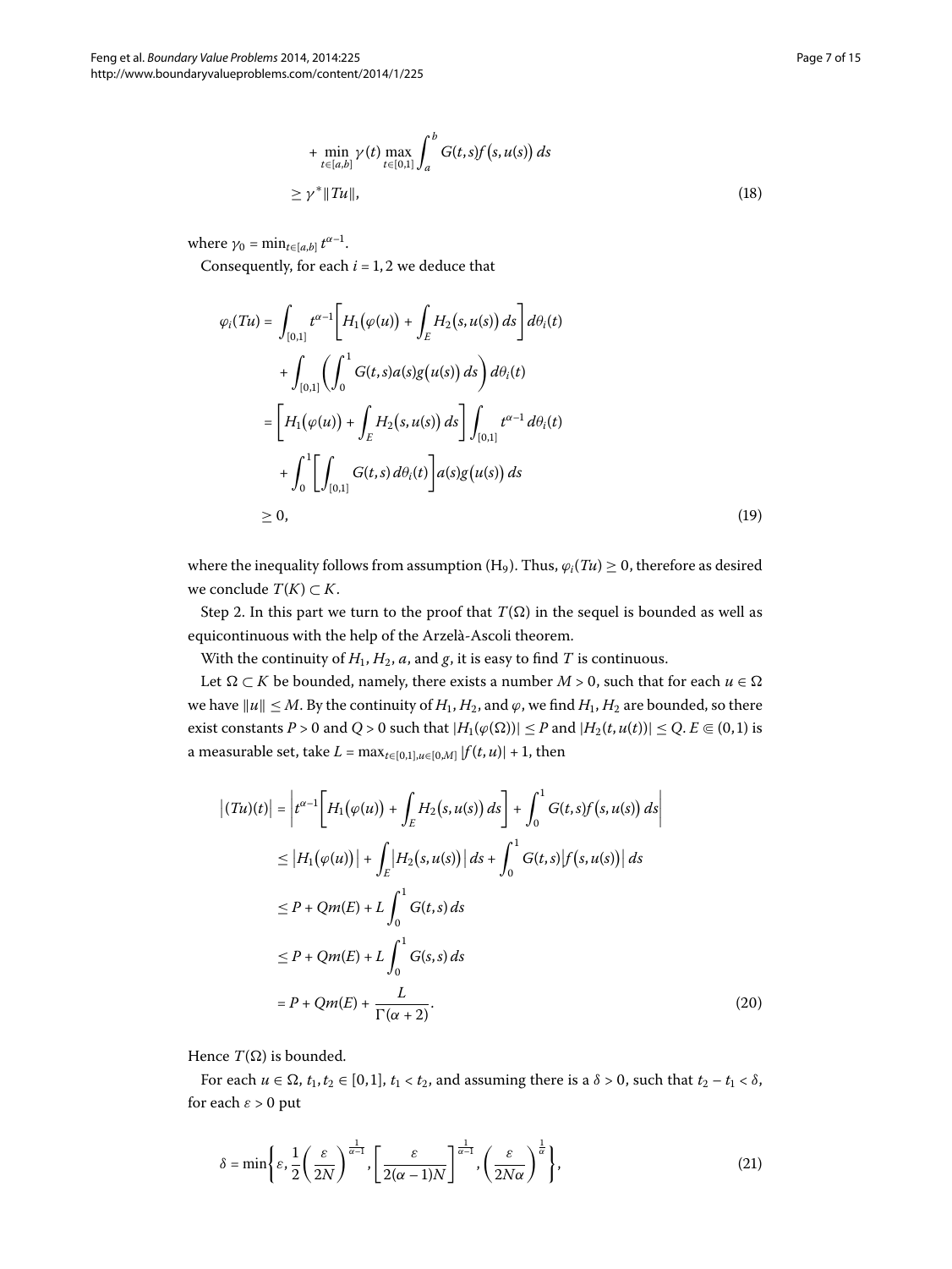$$
\begin{aligned}
&+ \min_{t\in[a,b]} \gamma(t) \max_{t\in[0,1]} \int_a^b G(t,s) f\big(s,u(s)\big)\, ds \\
&\geq \gamma^* \|Tu\|,
\end{aligned}
\tag{18}
$$

where $\gamma_0 = \min_{t\in[a,b]} t^{\alpha-1}$.

Consequently, for each $i = 1, 2$ we deduce that

$$
\begin{aligned}
\varphi_i(Tu) &= \int_{[0,1]} t^{\alpha-1} \left[ H_1\big(\varphi(u)\big) + \int_E H_2\big(s,u(s)\big)\, ds \right] d\theta_i(t) \\
&\quad + \int_{[0,1]} \left( \int_0^1 G(t,s) a(s) g\big(u(s)\big)\, ds \right) d\theta_i(t) \\
&= \left[ H_1\big(\varphi(u)\big) + \int_E H_2\big(s,u(s)\big)\, ds \right] \int_{[0,1]} t^{\alpha-1}\, d\theta_i(t) \\
&\quad + \int_0^1 \left[ \int_{[0,1]} G(t,s)\, d\theta_i(t) \right] a(s) g\big(u(s)\big)\, ds \\
&\geq 0,
\end{aligned}
\tag{19}
$$

where the inequality follows from assumption ($H_9$). Thus, $\varphi_i(Tu) \geq 0$, therefore as desired we conclude $T(K) \subset K$.

Step 2. In this part we turn to the proof that $T(\Omega)$ in the sequel is bounded as well as equicontinuous with the help of the Arzelà-Ascoli theorem.

With the continuity of $H_1$, $H_2$, $a$, and $g$, it is easy to find $T$ is continuous.

Let $\Omega \subset K$ be bounded, namely, there exists a number $M > 0$, such that for each $u \in \Omega$ we have $\|u\| \leq M$. By the continuity of $H_1$, $H_2$, and $\varphi$, we find $H_1$, $H_2$ are bounded, so there exist constants $P > 0$ and $Q > 0$ such that $|H_1(\varphi(\Omega))| \leq P$ and $|H_2(t,u(t))| \leq Q$. $E \Subset (0,1)$ is a measurable set, take $L = \max_{t\in[0,1], u\in[0,M]} |f(t,u)| + 1$, then

$$
\begin{aligned}
\big|(Tu)(t)\big| &= \left| t^{\alpha-1} \left[ H_1\big(\varphi(u)\big) + \int_E H_2\big(s,u(s)\big)\, ds \right] + \int_0^1 G(t,s) f\big(s,u(s)\big)\, ds \right| \\
&\leq \big|H_1\big(\varphi(u)\big)\big| + \int_E \big|H_2\big(s,u(s)\big)\big|\, ds + \int_0^1 G(t,s) \big|f\big(s,u(s)\big)\big|\, ds \\
&\leq P + Qm(E) + L \int_0^1 G(t,s)\, ds \\
&\leq P + Qm(E) + L \int_0^1 G(s,s)\, ds \\
&= P + Qm(E) + \frac{L}{\Gamma(\alpha+2)}.
\end{aligned}
\tag{20}
$$

Hence $T(\Omega)$ is bounded.

For each $u \in \Omega$, $t_1, t_2 \in [0,1]$, $t_1 < t_2$, and assuming there is a $\delta > 0$, such that $t_2 - t_1 < \delta$, for each $\varepsilon > 0$ put

$$
\delta = \min\left\{ \varepsilon, \frac{1}{2}\left( \frac{\varepsilon}{2N} \right)^{\frac{1}{\alpha-1}}, \left[ \frac{\varepsilon}{2(\alpha-1)N} \right]^{\frac{1}{\alpha-1}}, \left( \frac{\varepsilon}{2N\alpha} \right)^{\frac{1}{\alpha}} \right\},
\tag{21}
$$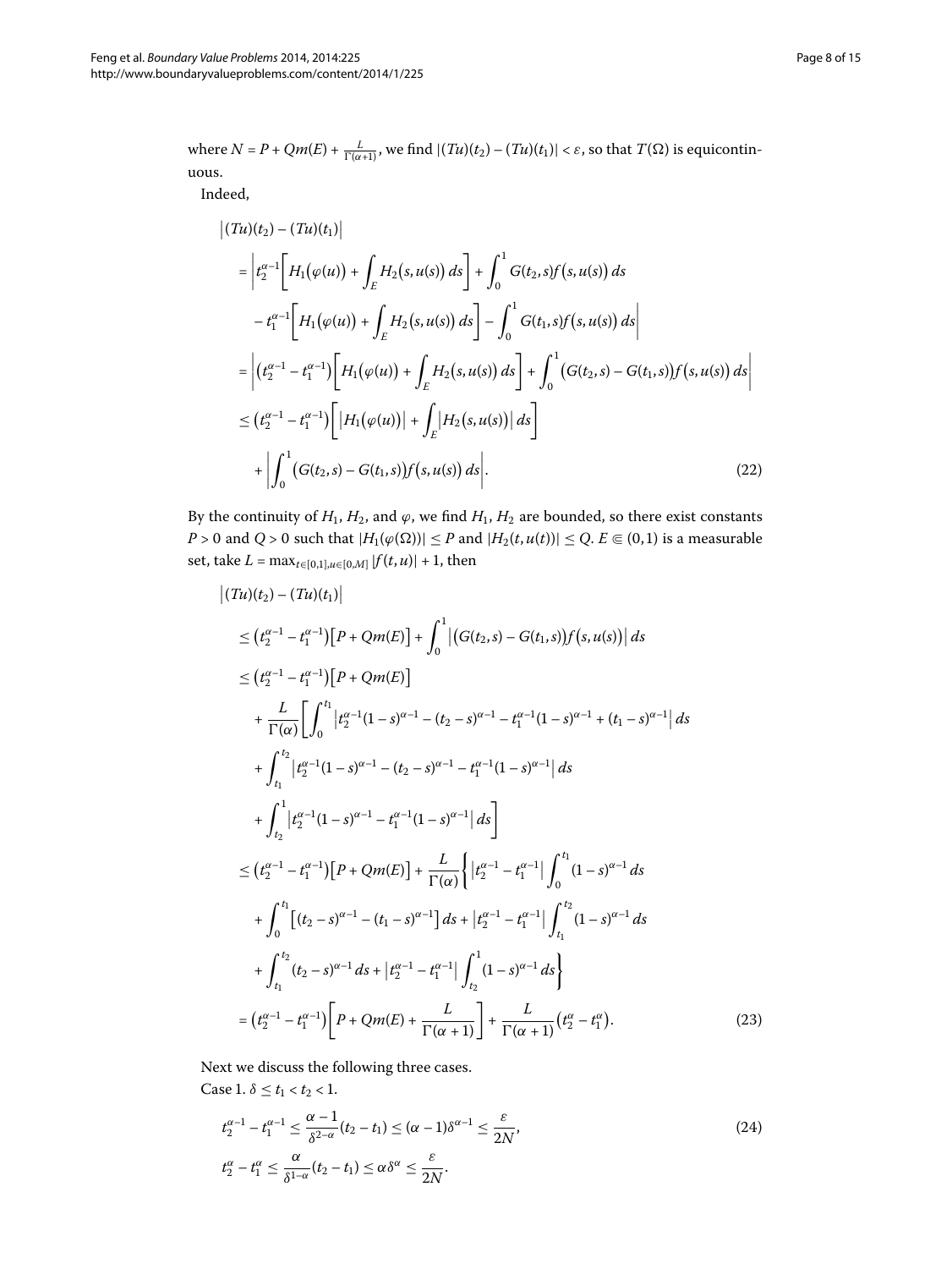where $N = P + Qm(E) + \frac{L}{\Gamma(\alpha+1)}$, we find $|(Tu)(t_2) - (Tu)(t_1)| < \varepsilon$, so that $T(\Omega)$ is equicontinuous.

Indeed,

$$
\begin{aligned}
&\left|(Tu)(t_2) - (Tu)(t_1)\right| \\
&= \left| t_2^{\alpha-1}\left[H_1(\varphi(u)) + \int_E H_2(s,u(s))\,ds\right] + \int_0^1 G(t_2,s)f(s,u(s))\,ds \right. \\
&\quad \left. - t_1^{\alpha-1}\left[H_1(\varphi(u)) + \int_E H_2(s,u(s))\,ds\right] - \int_0^1 G(t_1,s)f(s,u(s))\,ds \right| \\
&= \left| \left(t_2^{\alpha-1} - t_1^{\alpha-1}\right)\left[H_1(\varphi(u)) + \int_E H_2(s,u(s))\,ds\right] + \int_0^1 \left(G(t_2,s) - G(t_1,s)\right)f(s,u(s))\,ds \right| \\
&\le \left(t_2^{\alpha-1} - t_1^{\alpha-1}\right)\left[\left|H_1(\varphi(u))\right| + \int_E \left|H_2(s,u(s))\right|\,ds\right] \\
&\quad + \left|\int_0^1 \left(G(t_2,s) - G(t_1,s)\right)f(s,u(s))\,ds\right|. 
\end{aligned}
\tag{22}
$$

By the continuity of $H_1$, $H_2$, and $\varphi$, we find $H_1$, $H_2$ are bounded, so there exist constants $P > 0$ and $Q > 0$ such that $|H_1(\varphi(\Omega))| \le P$ and $|H_2(t,u(t))| \le Q$. $E \Subset (0,1)$ is a measurable set, take $L = \max_{t\in[0,1],u\in[0,M]} |f(t,u)| + 1$, then

$$
\begin{aligned}
&\left|(Tu)(t_2) - (Tu)(t_1)\right| \\
&\le \left(t_2^{\alpha-1} - t_1^{\alpha-1}\right)\left[P + Qm(E)\right] + \int_0^1 \left|\left(G(t_2,s) - G(t_1,s)\right)f(s,u(s))\right|\,ds \\
&\le \left(t_2^{\alpha-1} - t_1^{\alpha-1}\right)\left[P + Qm(E)\right] \\
&\quad + \frac{L}{\Gamma(\alpha)}\left[\int_0^{t_1} \left|t_2^{\alpha-1}(1-s)^{\alpha-1} - (t_2-s)^{\alpha-1} - t_1^{\alpha-1}(1-s)^{\alpha-1} + (t_1-s)^{\alpha-1}\right|\,ds \right. \\
&\quad + \int_{t_1}^{t_2} \left|t_2^{\alpha-1}(1-s)^{\alpha-1} - (t_2-s)^{\alpha-1} - t_1^{\alpha-1}(1-s)^{\alpha-1}\right|\,ds \\
&\quad \left. + \int_{t_2}^{1} \left|t_2^{\alpha-1}(1-s)^{\alpha-1} - t_1^{\alpha-1}(1-s)^{\alpha-1}\right|\,ds\right] \\
&\le \left(t_2^{\alpha-1} - t_1^{\alpha-1}\right)\left[P + Qm(E)\right] + \frac{L}{\Gamma(\alpha)}\left\{\left|t_2^{\alpha-1} - t_1^{\alpha-1}\right|\int_0^{t_1}(1-s)^{\alpha-1}\,ds \right. \\
&\quad + \int_0^{t_1}\left[(t_2-s)^{\alpha-1} - (t_1-s)^{\alpha-1}\right]ds + \left|t_2^{\alpha-1} - t_1^{\alpha-1}\right|\int_{t_1}^{t_2}(1-s)^{\alpha-1}\,ds \\
&\quad \left. + \int_{t_1}^{t_2}(t_2-s)^{\alpha-1}\,ds + \left|t_2^{\alpha-1} - t_1^{\alpha-1}\right|\int_{t_2}^{1}(1-s)^{\alpha-1}\,ds\right\} \\
&= \left(t_2^{\alpha-1} - t_1^{\alpha-1}\right)\left[P + Qm(E) + \frac{L}{\Gamma(\alpha+1)}\right] + \frac{L}{\Gamma(\alpha+1)}\left(t_2^{\alpha} - t_1^{\alpha}\right).
\end{aligned}
\tag{23}
$$

Next we discuss the following three cases.

Case 1. $\delta \le t_1 < t_2 < 1$.

$$
\begin{aligned}
&t_2^{\alpha-1} - t_1^{\alpha-1} \le \frac{\alpha-1}{\delta^{2-\alpha}}(t_2 - t_1) \le (\alpha-1)\delta^{\alpha-1} \le \frac{\varepsilon}{2N}, \\
&t_2^{\alpha} - t_1^{\alpha} \le \frac{\alpha}{\delta^{1-\alpha}}(t_2 - t_1) \le \alpha\delta^{\alpha} \le \frac{\varepsilon}{2N}.
\end{aligned}
\tag{24}
$$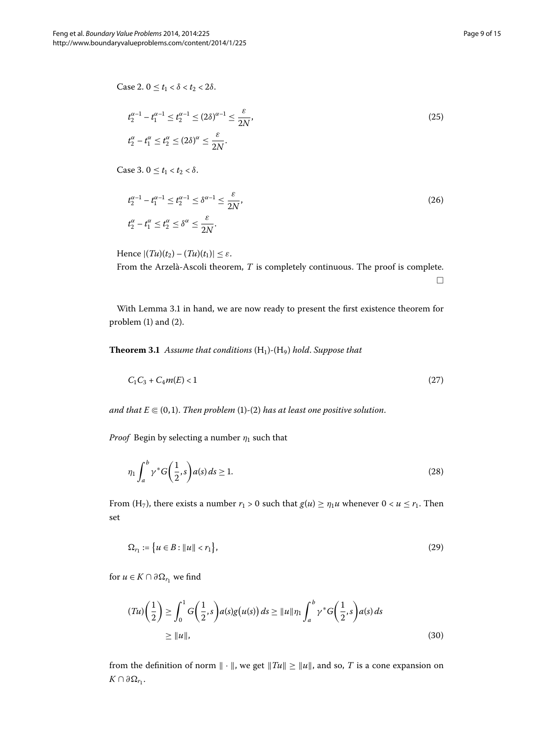Case 2. $0 \le t_1 < \delta < t_2 < 2\delta$.

$$
\begin{aligned}
& t_2^{\alpha-1} - t_1^{\alpha-1} \le t_2^{\alpha-1} \le (2\delta)^{\alpha-1} \le \frac{\varepsilon}{2N}, \\
& t_2^{\alpha} - t_1^{\alpha} \le t_2^{\alpha} \le (2\delta)^{\alpha} \le \frac{\varepsilon}{2N}.
\end{aligned}
\tag{25}
$$

Case 3. $0 \le t_1 < t_2 < \delta$.

$$
\begin{aligned}
& t_2^{\alpha-1} - t_1^{\alpha-1} \le t_2^{\alpha-1} \le \delta^{\alpha-1} \le \frac{\varepsilon}{2N}, \\
& t_2^{\alpha} - t_1^{\alpha} \le t_2^{\alpha} \le \delta^{\alpha} \le \frac{\varepsilon}{2N}.
\end{aligned}
\tag{26}
$$

Hence $|(Tu)(t_2) - (Tu)(t_1)| \le \varepsilon$.

From the Arzelà-Ascoli theorem, $T$ is completely continuous. The proof is complete. □

With Lemma 3.1 in hand, we are now ready to present the first existence theorem for problem (1) and (2).

**Theorem 3.1** *Assume that conditions* $(H_1)$*-*$(H_9)$ *hold. Suppose that*

$$
C_1 C_3 + C_4 m(E) < 1 \tag{27}
$$

*and that* $E \Subset (0,1)$. *Then problem* (1)-(2) *has at least one positive solution.*

*Proof* Begin by selecting a number $\eta_1$ such that

$$
\eta_1 \int_a^b \gamma^* G\left(\frac{1}{2}, s\right) a(s)\, ds \ge 1. \tag{28}
$$

From $(H_7)$, there exists a number $r_1 > 0$ such that $g(u) \ge \eta_1 u$ whenever $0 < u \le r_1$. Then set

$$
\Omega_{r_1} := \{u \in B : \|u\| < r_1\}, \tag{29}
$$

for $u \in K \cap \partial\Omega_{r_1}$ we find

$$
\begin{aligned}
(Tu)\left(\frac{1}{2}\right) &\ge \int_0^1 G\left(\frac{1}{2}, s\right) a(s) g\big(u(s)\big)\, ds \ge \|u\| \eta_1 \int_a^b \gamma^* G\left(\frac{1}{2}, s\right) a(s)\, ds \\
&\ge \|u\|,
\end{aligned}
\tag{30}
$$

from the definition of norm $\|\cdot\|$, we get $\|Tu\| \ge \|u\|$, and so, $T$ is a cone expansion on $K \cap \partial\Omega_{r_1}$.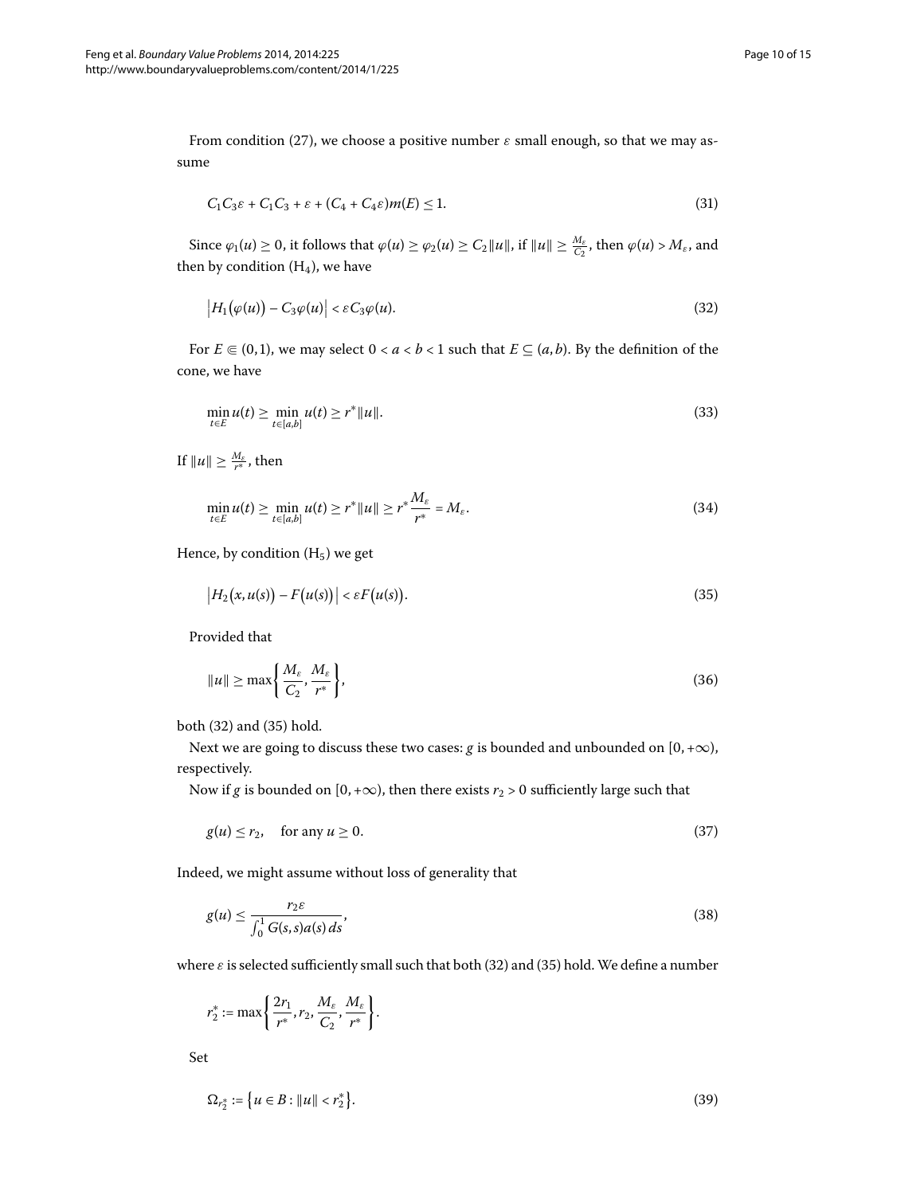From condition (27), we choose a positive number $\varepsilon$ small enough, so that we may assume

$$C_1C_3\varepsilon + C_1C_3 + \varepsilon + (C_4 + C_4\varepsilon)m(E) \le 1. \tag{31}$$

Since $\varphi_1(u) \ge 0$, it follows that $\varphi(u) \ge \varphi_2(u) \ge C_2\|u\|$, if $\|u\| \ge \frac{M_\varepsilon}{C_2}$, then $\varphi(u) > M_\varepsilon$, and then by condition ($H_4$), we have

$$\left|H_1\big(\varphi(u)\big) - C_3\varphi(u)\right| < \varepsilon C_3\varphi(u). \tag{32}$$

For $E \Subset (0,1)$, we may select $0 < a < b < 1$ such that $E \subseteq (a,b)$. By the definition of the cone, we have

$$\min_{t\in E} u(t) \ge \min_{t\in[a,b]} u(t) \ge r^*\|u\|. \tag{33}$$

If $\|u\| \ge \frac{M_\varepsilon}{r^*}$, then

$$\min_{t\in E} u(t) \ge \min_{t\in[a,b]} u(t) \ge r^*\|u\| \ge r^*\frac{M_\varepsilon}{r^*} = M_\varepsilon. \tag{34}$$

Hence, by condition ($H_5$) we get

$$\left|H_2\big(x,u(s)\big) - F\big(u(s)\big)\right| < \varepsilon F\big(u(s)\big). \tag{35}$$

Provided that

$$\|u\| \ge \max\left\{\frac{M_\varepsilon}{C_2}, \frac{M_\varepsilon}{r^*}\right\}, \tag{36}$$

both (32) and (35) hold.

Next we are going to discuss these two cases: $g$ is bounded and unbounded on $[0,+\infty)$, respectively.

Now if $g$ is bounded on $[0,+\infty)$, then there exists $r_2 > 0$ sufficiently large such that

$$g(u) \le r_2, \quad \text{for any } u \ge 0. \tag{37}$$

Indeed, we might assume without loss of generality that

$$g(u) \le \frac{r_2\varepsilon}{\int_0^1 G(s,s)a(s)\,ds}, \tag{38}$$

where $\varepsilon$ is selected sufficiently small such that both (32) and (35) hold. We define a number

$$r_2^* := \max\left\{\frac{2r_1}{r^*}, r_2, \frac{M_\varepsilon}{C_2}, \frac{M_\varepsilon}{r^*}\right\}.$$

Set

$$\Omega_{r_2^*} := \left\{u \in B : \|u\| < r_2^*\right\}. \tag{39}$$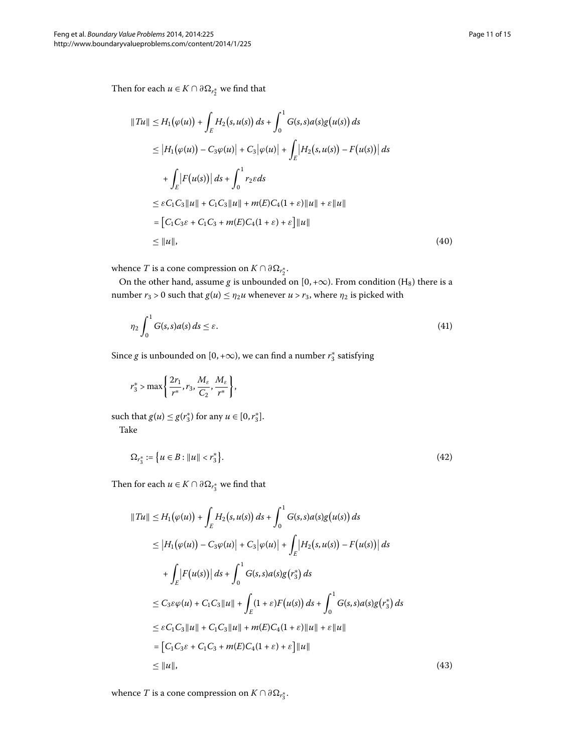Then for each $u \in K \cap \partial\Omega_{r_2^*}$ we find that

$$
\begin{aligned}
\|Tu\| &\le H_1\big(\varphi(u)\big) + \int_E H_2\big(s,u(s)\big)\,ds + \int_0^1 G(s,s)a(s)g\big(u(s)\big)\,ds \\
&\le \big|H_1\big(\varphi(u)\big) - C_3\varphi(u)\big| + C_3\big|\varphi(u)\big| + \int_E \big|H_2\big(s,u(s)\big) - F\big(u(s)\big)\big|\,ds \\
&\quad + \int_E \big|F\big(u(s)\big)\big|\,ds + \int_0^1 r_2\varepsilon\,ds \\
&\le \varepsilon C_1C_3\|u\| + C_1C_3\|u\| + m(E)C_4(1+\varepsilon)\|u\| + \varepsilon\|u\| \\
&= \big[C_1C_3\varepsilon + C_1C_3 + m(E)C_4(1+\varepsilon) + \varepsilon\big]\|u\| \\
&\le \|u\|, 
\end{aligned}
\tag{40}
$$

whence $T$ is a cone compression on $K \cap \partial\Omega_{r_2^*}$.

On the other hand, assume $g$ is unbounded on $[0,+\infty)$. From condition ($\mathrm{H}_8$) there is a number $r_3 > 0$ such that $g(u) \le \eta_2 u$ whenever $u > r_3$, where $\eta_2$ is picked with

$$
\eta_2 \int_0^1 G(s,s)a(s)\,ds \le \varepsilon. \tag{41}
$$

Since $g$ is unbounded on $[0,+\infty)$, we can find a number $r_3^*$ satisfying

$$
r_3^* > \max\left\{\frac{2r_1}{r^*}, r_3, \frac{M_\varepsilon}{C_2}, \frac{M_\varepsilon}{r^*}\right\},
$$

such that $g(u) \le g(r_3^*)$ for any $u \in [0, r_3^*]$.

Take

$$
\Omega_{r_3^*} := \big\{u \in B : \|u\| < r_3^*\big\}. \tag{42}
$$

Then for each $u \in K \cap \partial\Omega_{r_3^*}$ we find that

$$
\begin{aligned}
\|Tu\| &\le H_1\big(\varphi(u)\big) + \int_E H_2\big(s,u(s)\big)\,ds + \int_0^1 G(s,s)a(s)g\big(u(s)\big)\,ds \\
&\le \big|H_1\big(\varphi(u)\big) - C_3\varphi(u)\big| + C_3\big|\varphi(u)\big| + \int_E \big|H_2\big(s,u(s)\big) - F\big(u(s)\big)\big|\,ds \\
&\quad + \int_E \big|F\big(u(s)\big)\big|\,ds + \int_0^1 G(s,s)a(s)g\big(r_3^*\big)\,ds \\
&\le C_3\varepsilon\varphi(u) + C_1C_3\|u\| + \int_E (1+\varepsilon)F\big(u(s)\big)\,ds + \int_0^1 G(s,s)a(s)g\big(r_3^*\big)\,ds \\
&\le \varepsilon C_1C_3\|u\| + C_1C_3\|u\| + m(E)C_4(1+\varepsilon)\|u\| + \varepsilon\|u\| \\
&= \big[C_1C_3\varepsilon + C_1C_3 + m(E)C_4(1+\varepsilon) + \varepsilon\big]\|u\| \\
&\le \|u\|,
\end{aligned}
\tag{43}
$$

whence $T$ is a cone compression on $K \cap \partial\Omega_{r_3^*}$.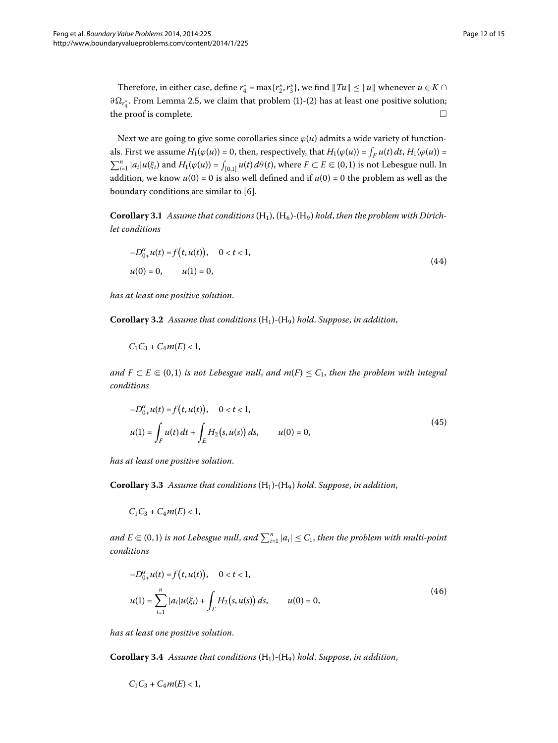Therefore, in either case, define $r_4^* = \max\{r_2^*, r_3^*\}$, we find $\|Tu\| \leq \|u\|$ whenever $u \in K \cap \partial\Omega_{r_4^*}$. From Lemma 2.5, we claim that problem (1)-(2) has at least one positive solution; the proof is complete. □

Next we are going to give some corollaries since $\varphi(u)$ admits a wide variety of functionals. First we assume $H_1(\varphi(u)) = 0$, then, respectively, that $H_1(\varphi(u)) = \int_F u(t)\,dt$, $H_1(\varphi(u)) = \sum_{i=1}^n |a_i|u(\xi_i)$ and $H_1(\varphi(u)) = \int_{[0,1]} u(t)\,d\theta(t)$, where $F \subset E \Subset (0,1)$ is not Lebesgue null. In addition, we know $u(0) = 0$ is also well defined and if $u(0) = 0$ the problem as well as the boundary conditions are similar to [6].

**Corollary 3.1** *Assume that conditions* $(\mathrm{H}_1)$, $(\mathrm{H}_6)$-$(\mathrm{H}_9)$ *hold, then the problem with Dirichlet conditions*

$$
\begin{aligned}
&-D_{0+}^{\alpha} u(t) = f\big(t, u(t)\big), \quad 0 < t < 1, \\
&u(0) = 0, \qquad u(1) = 0,
\end{aligned}
\tag{44}
$$

*has at least one positive solution.*

**Corollary 3.2** *Assume that conditions* $(\mathrm{H}_1)$-$(\mathrm{H}_9)$ *hold. Suppose, in addition,*

$$C_1C_3 + C_4 m(E) < 1,$$

*and $F \subset E \Subset (0,1)$ is not Lebesgue null, and $m(F) \leq C_1$, then the problem with integral conditions*

$$
\begin{aligned}
&-D_{0+}^{\alpha} u(t) = f\big(t, u(t)\big), \quad 0 < t < 1, \\
&u(1) = \int_F u(t)\,dt + \int_E H_2\big(s, u(s)\big)\,ds, \qquad u(0) = 0,
\end{aligned}
\tag{45}
$$

*has at least one positive solution.*

**Corollary 3.3** *Assume that conditions* $(\mathrm{H}_1)$-$(\mathrm{H}_9)$ *hold. Suppose, in addition,*

$$C_1C_3 + C_4 m(E) < 1,$$

*and $E \Subset (0,1)$ is not Lebesgue null, and $\sum_{i=1}^n |a_i| \leq C_1$, then the problem with multi-point conditions*

$$
\begin{aligned}
&-D_{0+}^{\alpha} u(t) = f\big(t, u(t)\big), \quad 0 < t < 1, \\
&u(1) = \sum_{i=1}^n |a_i| u(\xi_i) + \int_E H_2\big(s, u(s)\big)\,ds, \qquad u(0) = 0,
\end{aligned}
\tag{46}
$$

*has at least one positive solution.*

**Corollary 3.4** *Assume that conditions* $(\mathrm{H}_1)$-$(\mathrm{H}_9)$ *hold. Suppose, in addition,*

$$C_1C_3 + C_4 m(E) < 1,$$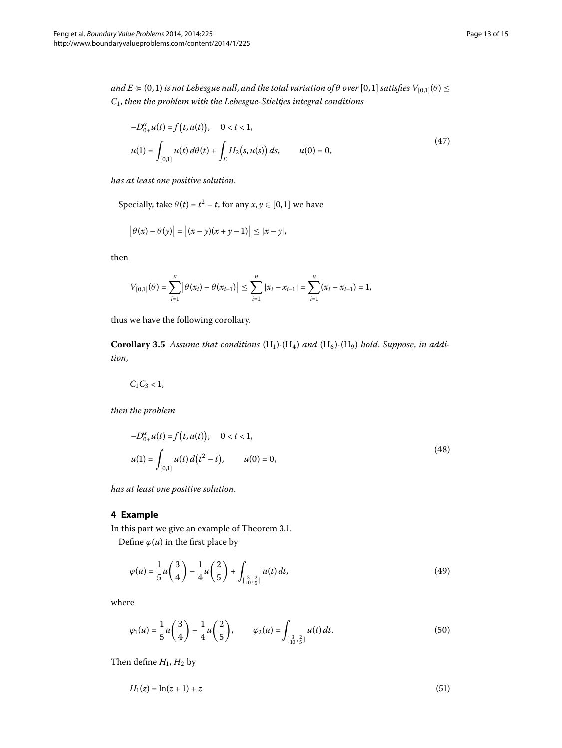*and $E \Subset (0,1)$ is not Lebesgue null, and the total variation of $\theta$ over $[0,1]$ satisfies $V_{[0,1]}(\theta) \leq C_1$, then the problem with the Lebesgue-Stieltjes integral conditions*

$$
\begin{aligned}
&-D_{0^+}^{\alpha} u(t) = f\big(t, u(t)\big), \quad 0 < t < 1, \\
&u(1) = \int_{[0,1]} u(t)\, d\theta(t) + \int_{E} H_2\big(s, u(s)\big)\, ds, \qquad u(0) = 0,
\end{aligned}
\tag{47}
$$

*has at least one positive solution.*

Specially, take $\theta(t) = t^2 - t$, for any $x, y \in [0,1]$ we have

$$
\big|\theta(x) - \theta(y)\big| = \big|(x-y)(x+y-1)\big| \leq |x-y|,
$$

then

$$
V_{[0,1]}(\theta) = \sum_{i=1}^{n} \big|\theta(x_i) - \theta(x_{i-1})\big| \leq \sum_{i=1}^{n} |x_i - x_{i-1}| = \sum_{i=1}^{n} (x_i - x_{i-1}) = 1,
$$

thus we have the following corollary.

**Corollary 3.5** *Assume that conditions* $(H_1)$-$(H_4)$ *and* $(H_6)$-$(H_9)$ *hold. Suppose, in addition,*

$$
C_1 C_3 < 1,
$$

*then the problem*

$$
\begin{aligned}
&-D_{0^+}^{\alpha} u(t) = f\big(t, u(t)\big), \quad 0 < t < 1, \\
&u(1) = \int_{[0,1]} u(t)\, d\big(t^2 - t\big), \qquad u(0) = 0,
\end{aligned}
\tag{48}
$$

*has at least one positive solution.*

## 4 Example

In this part we give an example of Theorem 3.1.

Define $\varphi(u)$ in the first place by

$$
\varphi(u) = \frac{1}{5} u\left(\frac{3}{4}\right) - \frac{1}{4} u\left(\frac{2}{5}\right) + \int_{[\frac{3}{10}, \frac{2}{5}]} u(t)\, dt,
\tag{49}
$$

where

$$
\varphi_1(u) = \frac{1}{5} u\left(\frac{3}{4}\right) - \frac{1}{4} u\left(\frac{2}{5}\right), \qquad \varphi_2(u) = \int_{[\frac{3}{10}, \frac{2}{5}]} u(t)\, dt.
\tag{50}
$$

Then define $H_1$, $H_2$ by

$$
H_1(z) = \ln(z+1) + z
\tag{51}
$$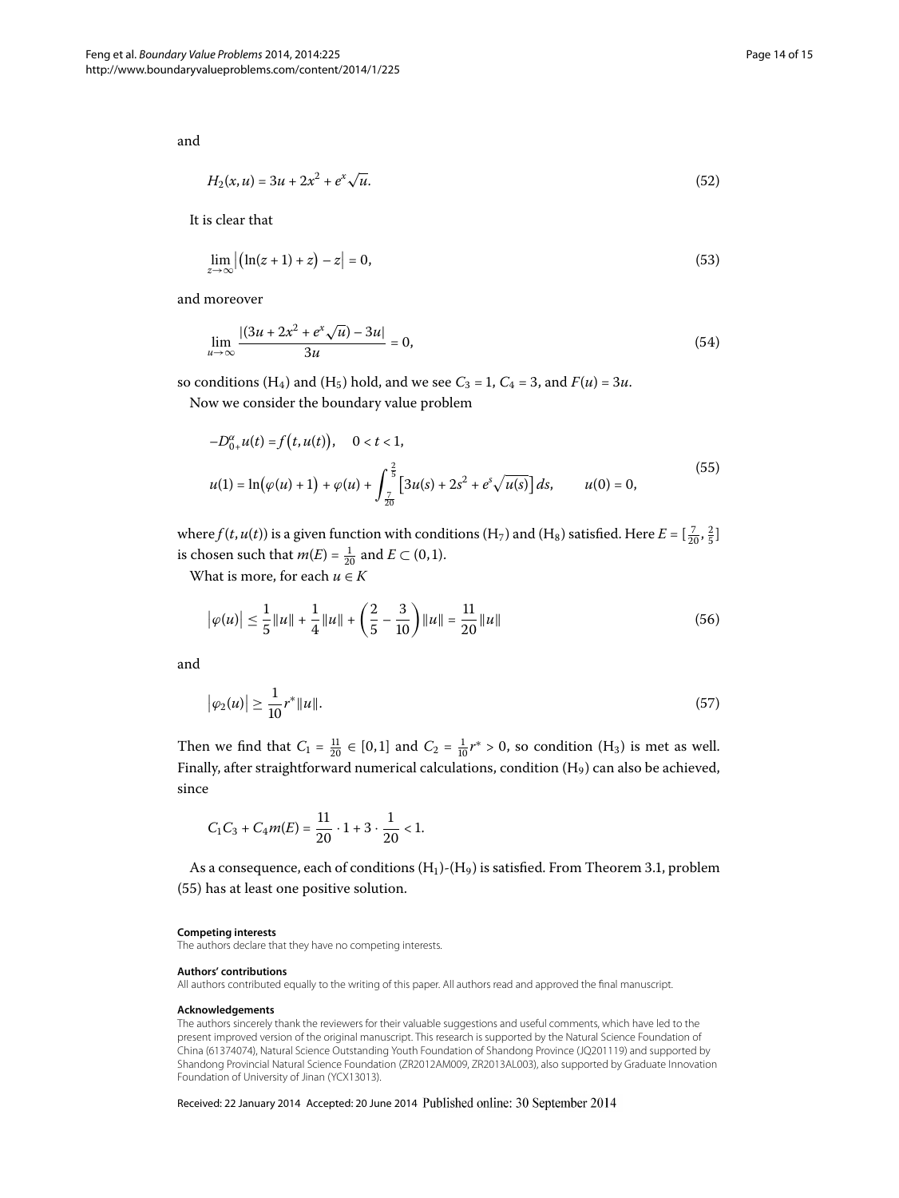and

$$H_2(x,u) = 3u + 2x^2 + e^x\sqrt{u}. \tag{52}$$

It is clear that

$$\lim_{z\to\infty}\left|\left(\ln(z+1)+z\right)-z\right| = 0, \tag{53}$$

and moreover

$$\lim_{u\to\infty}\frac{|(3u+2x^2+e^x\sqrt{u})-3u|}{3u} = 0, \tag{54}$$

so conditions ($H_4$) and ($H_5$) hold, and we see $C_3 = 1$, $C_4 = 3$, and $F(u) = 3u$.

Now we consider the boundary value problem

$$\begin{aligned}
&-D_{0^+}^{\alpha}u(t) = f\big(t,u(t)\big), \quad 0<t<1,\\
&u(1) = \ln\big(\varphi(u)+1\big) + \varphi(u) + \int_{\frac{7}{20}}^{\frac{2}{5}}\big[3u(s)+2s^2+e^s\sqrt{u(s)}\big]\,ds, \qquad u(0)=0,
\end{aligned} \tag{55}$$

where $f(t,u(t))$ is a given function with conditions ($H_7$) and ($H_8$) satisfied. Here $E = [\frac{7}{20},\frac{2}{5}]$ is chosen such that $m(E) = \frac{1}{20}$ and $E\subset(0,1)$.

What is more, for each $u\in K$

$$\left|\varphi(u)\right| \le \frac{1}{5}\|u\| + \frac{1}{4}\|u\| + \left(\frac{2}{5}-\frac{3}{10}\right)\|u\| = \frac{11}{20}\|u\| \tag{56}$$

and

$$\left|\varphi_2(u)\right| \ge \frac{1}{10}r^*\|u\|. \tag{57}$$

Then we find that $C_1 = \frac{11}{20}\in[0,1]$ and $C_2 = \frac{1}{10}r^* > 0$, so condition ($H_3$) is met as well. Finally, after straightforward numerical calculations, condition ($H_9$) can also be achieved, since

$$C_1C_3 + C_4m(E) = \frac{11}{20}\cdot 1 + 3\cdot\frac{1}{20} < 1.$$

As a consequence, each of conditions ($H_1$)-($H_9$) is satisfied. From Theorem 3.1, problem (55) has at least one positive solution.

**Competing interests**

The authors declare that they have no competing interests.

**Authors' contributions**

All authors contributed equally to the writing of this paper. All authors read and approved the final manuscript.

**Acknowledgements**

The authors sincerely thank the reviewers for their valuable suggestions and useful comments, which have led to the present improved version of the original manuscript. This research is supported by the Natural Science Foundation of China (61374074), Natural Science Outstanding Youth Foundation of Shandong Province (JQ201119) and supported by Shandong Provincial Natural Science Foundation (ZR2012AM009, ZR2013AL003), also supported by Graduate Innovation Foundation of University of Jinan (YCX13013).

Received: 22 January 2014 Accepted: 20 June 2014 Published online: 30 September 2014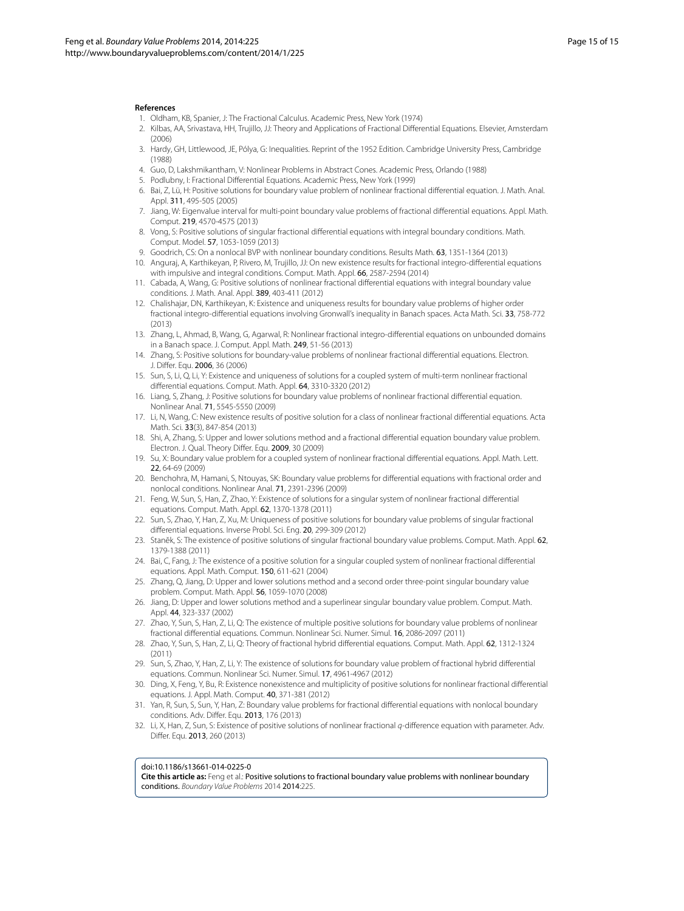#### References

1. Oldham, KB, Spanier, J: The Fractional Calculus. Academic Press, New York (1974)
2. Kilbas, AA, Srivastava, HH, Trujillo, JJ: Theory and Applications of Fractional Differential Equations. Elsevier, Amsterdam (2006)
3. Hardy, GH, Littlewood, JE, Pólya, G: Inequalities. Reprint of the 1952 Edition. Cambridge University Press, Cambridge (1988)
4. Guo, D, Lakshmikantham, V: Nonlinear Problems in Abstract Cones. Academic Press, Orlando (1988)
5. Podlubny, I: Fractional Differential Equations. Academic Press, New York (1999)
6. Bai, Z, Lü, H: Positive solutions for boundary value problem of nonlinear fractional differential equation. J. Math. Anal. Appl. **311**, 495-505 (2005)
7. Jiang, W: Eigenvalue interval for multi-point boundary value problems of fractional differential equations. Appl. Math. Comput. **219**, 4570-4575 (2013)
8. Vong, S: Positive solutions of singular fractional differential equations with integral boundary conditions. Math. Comput. Model. **57**, 1053-1059 (2013)
9. Goodrich, CS: On a nonlocal BVP with nonlinear boundary conditions. Results Math. **63**, 1351-1364 (2013)
10. Anguraj, A, Karthikeyan, P, Rivero, M, Trujillo, JJ: On new existence results for fractional integro-differential equations with impulsive and integral conditions. Comput. Math. Appl. **66**, 2587-2594 (2014)
11. Cabada, A, Wang, G: Positive solutions of nonlinear fractional differential equations with integral boundary value conditions. J. Math. Anal. Appl. **389**, 403-411 (2012)
12. Chalishajar, DN, Karthikeyan, K: Existence and uniqueness results for boundary value problems of higher order fractional integro-differential equations involving Gronwall's inequality in Banach spaces. Acta Math. Sci. **33**, 758-772 (2013)
13. Zhang, L, Ahmad, B, Wang, G, Agarwal, R: Nonlinear fractional integro-differential equations on unbounded domains in a Banach space. J. Comput. Appl. Math. **249**, 51-56 (2013)
14. Zhang, S: Positive solutions for boundary-value problems of nonlinear fractional differential equations. Electron. J. Differ. Equ. **2006**, 36 (2006)
15. Sun, S, Li, Q, Li, Y: Existence and uniqueness of solutions for a coupled system of multi-term nonlinear fractional differential equations. Comput. Math. Appl. **64**, 3310-3320 (2012)
16. Liang, S, Zhang, J: Positive solutions for boundary value problems of nonlinear fractional differential equation. Nonlinear Anal. **71**, 5545-5550 (2009)
17. Li, N, Wang, C: New existence results of positive solution for a class of nonlinear fractional differential equations. Acta Math. Sci. **33**(3), 847-854 (2013)
18. Shi, A, Zhang, S: Upper and lower solutions method and a fractional differential equation boundary value problem. Electron. J. Qual. Theory Differ. Equ. **2009**, 30 (2009)
19. Su, X: Boundary value problem for a coupled system of nonlinear fractional differential equations. Appl. Math. Lett. **22**, 64-69 (2009)
20. Benchohra, M, Hamani, S, Ntouyas, SK: Boundary value problems for differential equations with fractional order and nonlocal conditions. Nonlinear Anal. **71**, 2391-2396 (2009)
21. Feng, W, Sun, S, Han, Z, Zhao, Y: Existence of solutions for a singular system of nonlinear fractional differential equations. Comput. Math. Appl. **62**, 1370-1378 (2011)
22. Sun, S, Zhao, Y, Han, Z, Xu, M: Uniqueness of positive solutions for boundary value problems of singular fractional differential equations. Inverse Probl. Sci. Eng. **20**, 299-309 (2012)
23. Staněk, S: The existence of positive solutions of singular fractional boundary value problems. Comput. Math. Appl. **62**, 1379-1388 (2011)
24. Bai, C, Fang, J: The existence of a positive solution for a singular coupled system of nonlinear fractional differential equations. Appl. Math. Comput. **150**, 611-621 (2004)
25. Zhang, Q, Jiang, D: Upper and lower solutions method and a second order three-point singular boundary value problem. Comput. Math. Appl. **56**, 1059-1070 (2008)
26. Jiang, D: Upper and lower solutions method and a superlinear singular boundary value problem. Comput. Math. Appl. **44**, 323-337 (2002)
27. Zhao, Y, Sun, S, Han, Z, Li, Q: The existence of multiple positive solutions for boundary value problems of nonlinear fractional differential equations. Commun. Nonlinear Sci. Numer. Simul. **16**, 2086-2097 (2011)
28. Zhao, Y, Sun, S, Han, Z, Li, Q: Theory of fractional hybrid differential equations. Comput. Math. Appl. **62**, 1312-1324 (2011)
29. Sun, S, Zhao, Y, Han, Z, Li, Y: The existence of solutions for boundary value problem of fractional hybrid differential equations. Commun. Nonlinear Sci. Numer. Simul. **17**, 4961-4967 (2012)
30. Ding, X, Feng, Y, Bu, R: Existence nonexistence and multiplicity of positive solutions for nonlinear fractional differential equations. J. Appl. Math. Comput. **40**, 371-381 (2012)
31. Yan, R, Sun, S, Sun, Y, Han, Z: Boundary value problems for fractional differential equations with nonlocal boundary conditions. Adv. Differ. Equ. **2013**, 176 (2013)
32. Li, X, Han, Z, Sun, S: Existence of positive solutions of nonlinear fractional $q$-difference equation with parameter. Adv. Differ. Equ. **2013**, 260 (2013)

doi:10.1186/s13661-014-0225-0

**Cite this article as:** Feng et al.: **Positive solutions to fractional boundary value problems with nonlinear boundary conditions.** *Boundary Value Problems* 2014 **2014**:225.